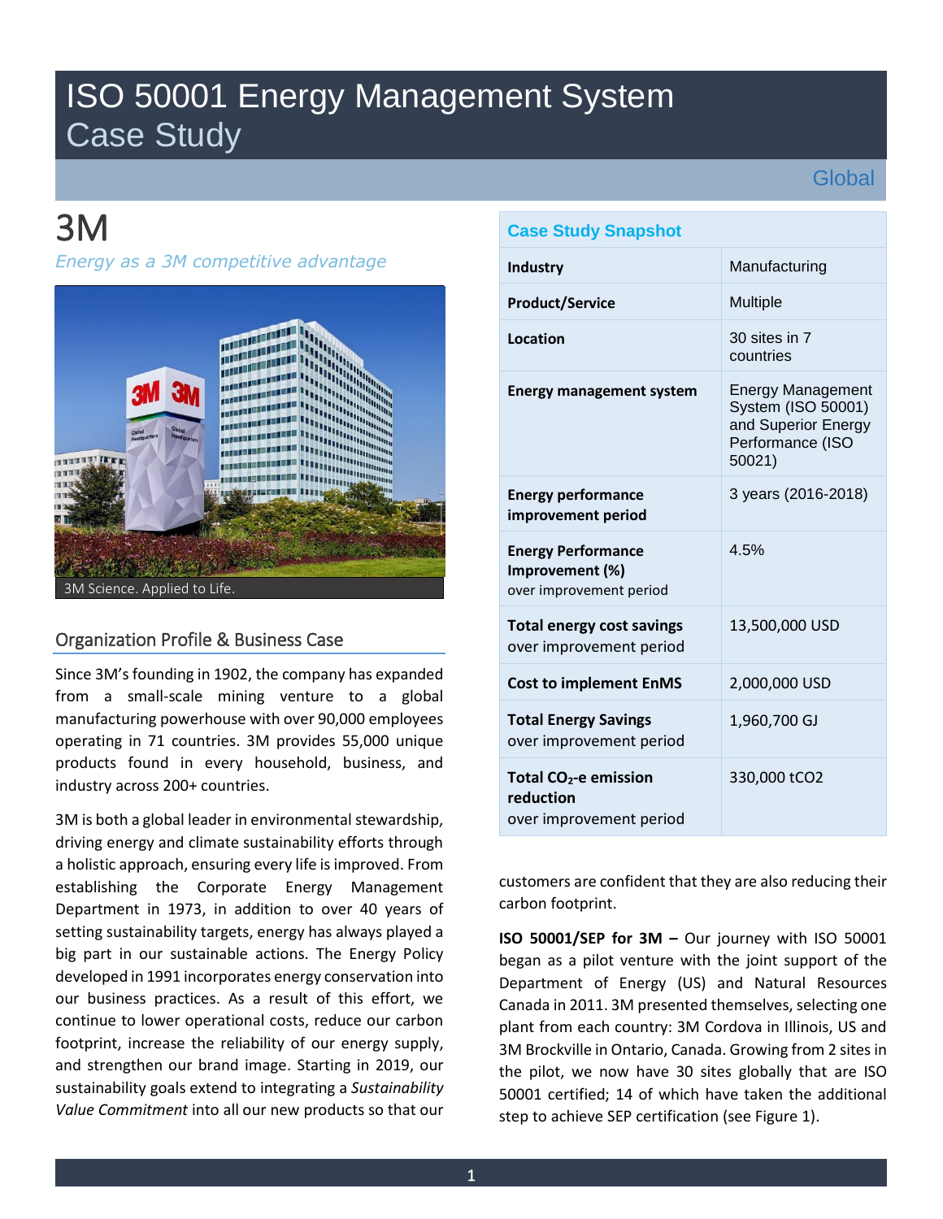# ISO 50001 Energy Management System Case Study

Global

# 3M

*Energy as a 3M competitive advantage*

3M Science. Applied to Life.

| Case Study Snapshot | |
|---|---|
| **Industry** | Manufacturing |
| **Product/Service** | Multiple |
| **Location** | 30 sites in 7 countries |
| **Energy management system** | Energy Management System (ISO 50001) and Superior Energy Performance (ISO 50021) |
| **Energy performance improvement period** | 3 years (2016-2018) |
| **Energy Performance Improvement (%)** over improvement period | 4.5% |
| **Total energy cost savings** over improvement period | 13,500,000 USD |
| **Cost to implement EnMS** | 2,000,000 USD |
| **Total Energy Savings** over improvement period | 1,960,700 GJ |
| **Total $CO_2$-e emission reduction** over improvement period | 330,000 tCO2 |

## Organization Profile & Business Case

Since 3M's founding in 1902, the company has expanded from a small-scale mining venture to a global manufacturing powerhouse with over 90,000 employees operating in 71 countries. 3M provides 55,000 unique products found in every household, business, and industry across 200+ countries.

3M is both a global leader in environmental stewardship, driving energy and climate sustainability efforts through a holistic approach, ensuring every life is improved. From establishing the Corporate Energy Management Department in 1973, in addition to over 40 years of setting sustainability targets, energy has always played a big part in our sustainable actions. The Energy Policy developed in 1991 incorporates energy conservation into our business practices. As a result of this effort, we continue to lower operational costs, reduce our carbon footprint, increase the reliability of our energy supply, and strengthen our brand image. Starting in 2019, our sustainability goals extend to integrating a *Sustainability Value Commitment* into all our new products so that our customers are confident that they are also reducing their carbon footprint.

**ISO 50001/SEP for 3M –** Our journey with ISO 50001 began as a pilot venture with the joint support of the Department of Energy (US) and Natural Resources Canada in 2011. 3M presented themselves, selecting one plant from each country: 3M Cordova in Illinois, US and 3M Brockville in Ontario, Canada. Growing from 2 sites in the pilot, we now have 30 sites globally that are ISO 50001 certified; 14 of which have taken the additional step to achieve SEP certification (see Figure 1).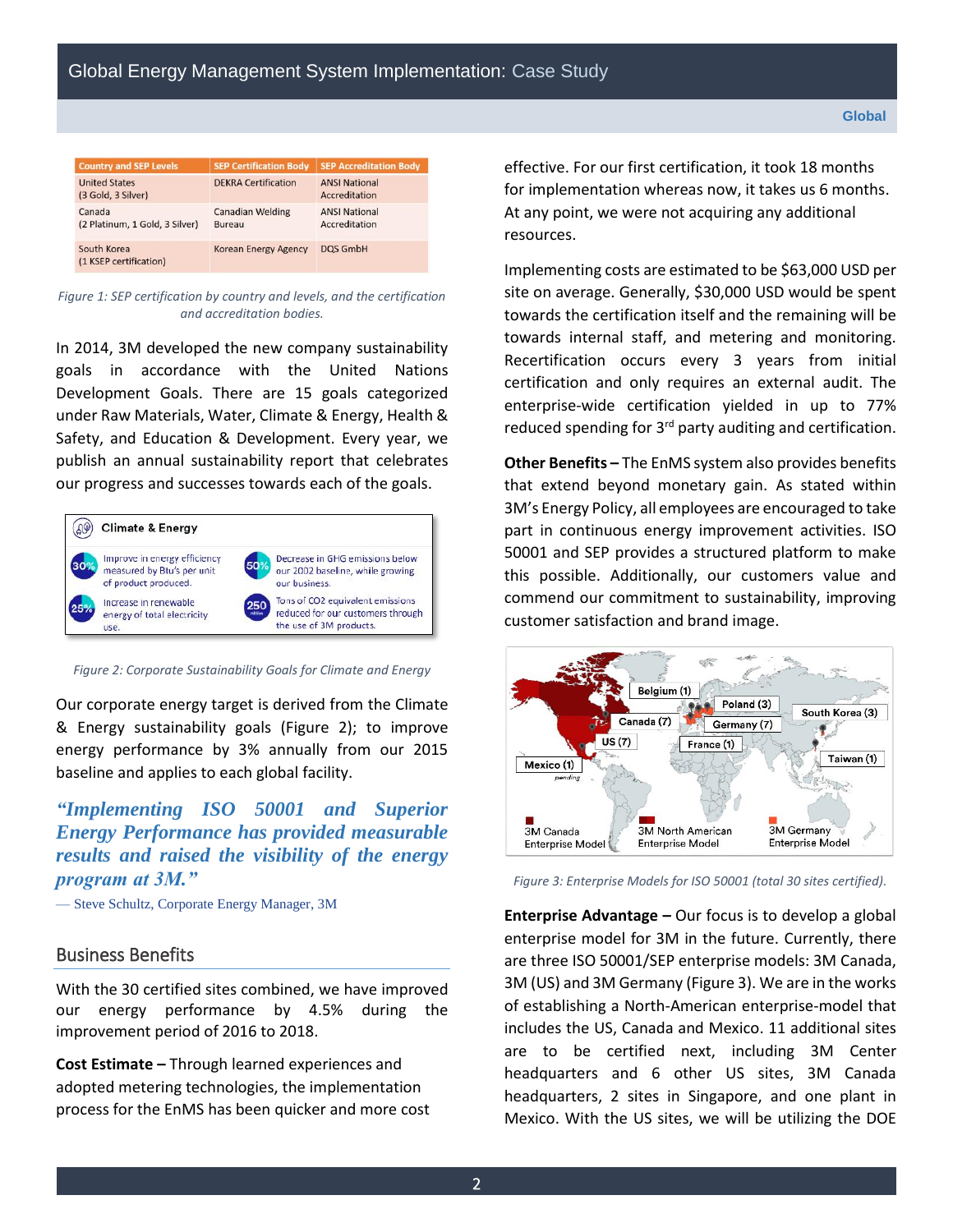| Country and SEP Levels | SEP Certification Body | SEP Accreditation Body |
|---|---|---|
| United States (3 Gold, 3 Silver) | DEKRA Certification | ANSI National Accreditation |
| Canada (2 Platinum, 1 Gold, 3 Silver) | Canadian Welding Bureau | ANSI National Accreditation |
| South Korea (1 KSEP certification) | Korean Energy Agency | DQS GmbH |

*Figure 1: SEP certification by country and levels, and the certification and accreditation bodies.*

In 2014, 3M developed the new company sustainability goals in accordance with the United Nations Development Goals. There are 15 goals categorized under Raw Materials, Water, Climate & Energy, Health & Safety, and Education & Development. Every year, we publish an annual sustainability report that celebrates our progress and successes towards each of the goals.

**Climate & Energy**

- 30% — Improve in energy efficiency measured by Btu's per unit of product produced.
- 50% — Decrease in GHG emissions below our 2002 baseline, while growing our business.
- 25% — Increase in renewable energy of total electricity use.
- 250 million — Tons of CO2 equivalent emissions reduced for our customers through the use of 3M products.

*Figure 2: Corporate Sustainability Goals for Climate and Energy*

Our corporate energy target is derived from the Climate & Energy sustainability goals (Figure 2); to improve energy performance by 3% annually from our 2015 baseline and applies to each global facility.

> ***"Implementing ISO 50001 and Superior Energy Performance has provided measurable results and raised the visibility of the energy program at 3M."***
>
> — Steve Schultz, Corporate Energy Manager, 3M

## Business Benefits

With the 30 certified sites combined, we have improved our energy performance by 4.5% during the improvement period of 2016 to 2018.

**Cost Estimate –** Through learned experiences and adopted metering technologies, the implementation process for the EnMS has been quicker and more cost effective. For our first certification, it took 18 months for implementation whereas now, it takes us 6 months. At any point, we were not acquiring any additional resources.

Implementing costs are estimated to be $63,000 USD per site on average. Generally, $30,000 USD would be spent towards the certification itself and the remaining will be towards internal staff, and metering and monitoring. Recertification occurs every 3 years from initial certification and only requires an external audit. The enterprise-wide certification yielded in up to 77% reduced spending for 3rd party auditing and certification.

**Other Benefits –** The EnMS system also provides benefits that extend beyond monetary gain. As stated within 3M's Energy Policy, all employees are encouraged to take part in continuous energy improvement activities. ISO 50001 and SEP provides a structured platform to make this possible. Additionally, our customers value and commend our commitment to sustainability, improving customer satisfaction and brand image.

Belgium (1), Poland (3), South Korea (3), Canada (7), Germany (7), US (7), France (1), Taiwan (1), Mexico (1) pending

3M Canada Enterprise Model; 3M North American Enterprise Model; 3M Germany Enterprise Model

*Figure 3: Enterprise Models for ISO 50001 (total 30 sites certified).*

**Enterprise Advantage –** Our focus is to develop a global enterprise model for 3M in the future. Currently, there are three ISO 50001/SEP enterprise models: 3M Canada, 3M (US) and 3M Germany (Figure 3). We are in the works of establishing a North-American enterprise-model that includes the US, Canada and Mexico. 11 additional sites are to be certified next, including 3M Center headquarters and 6 other US sites, 3M Canada headquarters, 2 sites in Singapore, and one plant in Mexico. With the US sites, we will be utilizing the DOE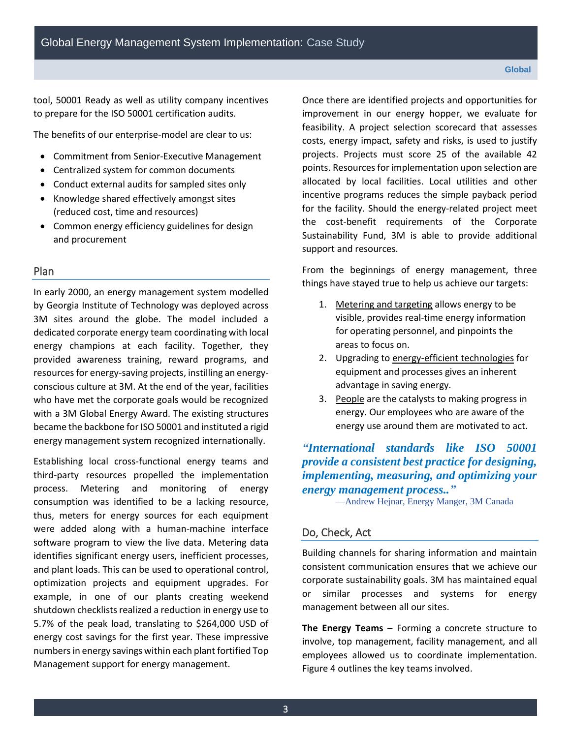tool, 50001 Ready as well as utility company incentives to prepare for the ISO 50001 certification audits.

The benefits of our enterprise-model are clear to us:

- Commitment from Senior-Executive Management
- Centralized system for common documents
- Conduct external audits for sampled sites only
- Knowledge shared effectively amongst sites (reduced cost, time and resources)
- Common energy efficiency guidelines for design and procurement

## Plan

In early 2000, an energy management system modelled by Georgia Institute of Technology was deployed across 3M sites around the globe. The model included a dedicated corporate energy team coordinating with local energy champions at each facility. Together, they provided awareness training, reward programs, and resources for energy-saving projects, instilling an energy-conscious culture at 3M. At the end of the year, facilities who have met the corporate goals would be recognized with a 3M Global Energy Award. The existing structures became the backbone for ISO 50001 and instituted a rigid energy management system recognized internationally.

Establishing local cross-functional energy teams and third-party resources propelled the implementation process. Metering and monitoring of energy consumption was identified to be a lacking resource, thus, meters for energy sources for each equipment were added along with a human-machine interface software program to view the live data. Metering data identifies significant energy users, inefficient processes, and plant loads. This can be used to operational control, optimization projects and equipment upgrades. For example, in one of our plants creating weekend shutdown checklists realized a reduction in energy use to 5.7% of the peak load, translating to $264,000 USD of energy cost savings for the first year. These impressive numbers in energy savings within each plant fortified Top Management support for energy management.

Once there are identified projects and opportunities for improvement in our energy hopper, we evaluate for feasibility. A project selection scorecard that assesses costs, energy impact, safety and risks, is used to justify projects. Projects must score 25 of the available 42 points. Resources for implementation upon selection are allocated by local facilities. Local utilities and other incentive programs reduces the simple payback period for the facility. Should the energy-related project meet the cost-benefit requirements of the Corporate Sustainability Fund, 3M is able to provide additional support and resources.

From the beginnings of energy management, three things have stayed true to help us achieve our targets:

1. Metering and targeting allows energy to be visible, provides real-time energy information for operating personnel, and pinpoints the areas to focus on.
2. Upgrading to energy-efficient technologies for equipment and processes gives an inherent advantage in saving energy.
3. People are the catalysts to making progress in energy. Our employees who are aware of the energy use around them are motivated to act.

***"International standards like ISO 50001 provide a consistent best practice for designing, implementing, measuring, and optimizing your energy management process.."***

—Andrew Hejnar, Energy Manger, 3M Canada

## Do, Check, Act

Building channels for sharing information and maintain consistent communication ensures that we achieve our corporate sustainability goals. 3M has maintained equal or similar processes and systems for energy management between all our sites.

**The Energy Teams** – Forming a concrete structure to involve, top management, facility management, and all employees allowed us to coordinate implementation. Figure 4 outlines the key teams involved.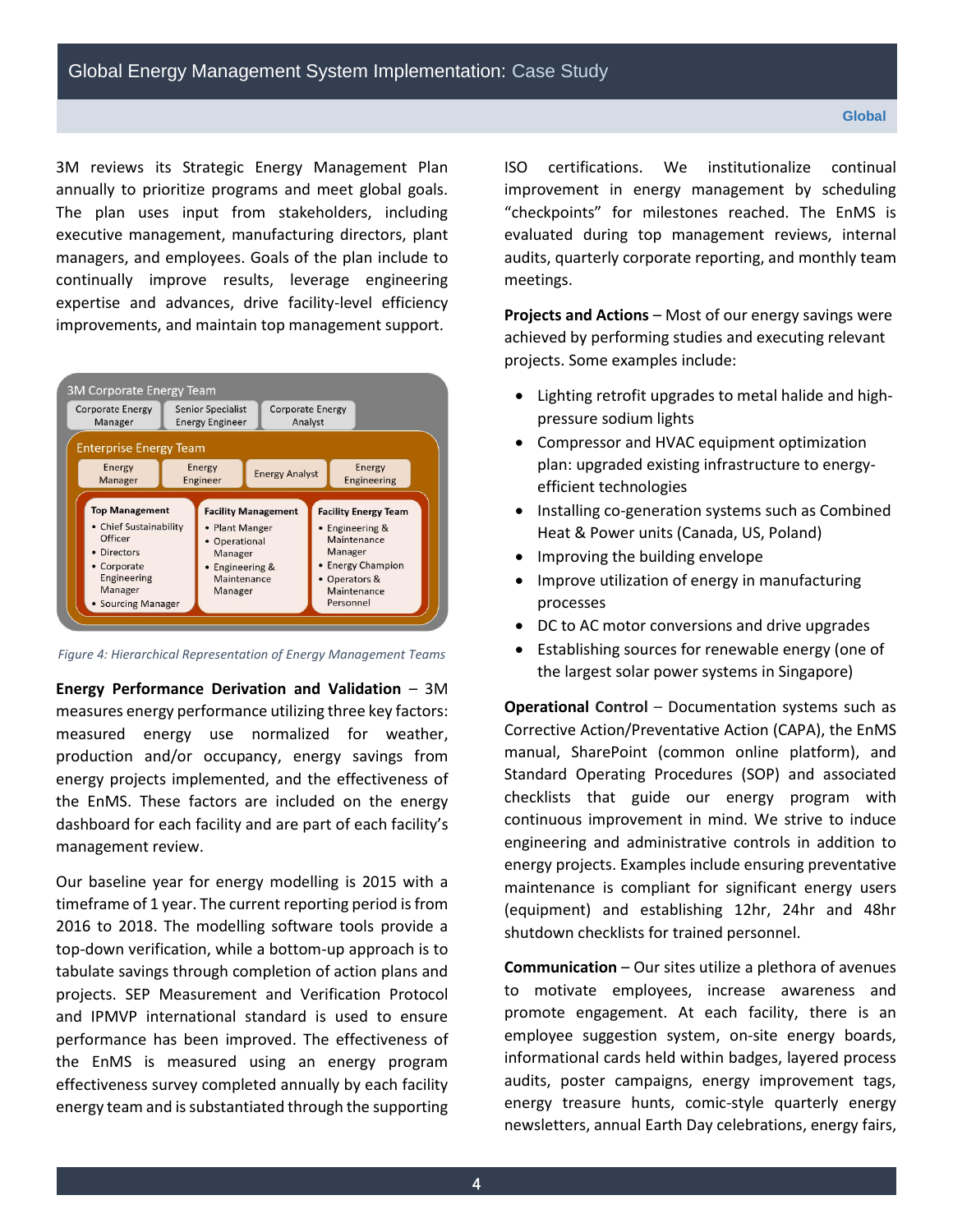3M reviews its Strategic Energy Management Plan annually to prioritize programs and meet global goals. The plan uses input from stakeholders, including executive management, manufacturing directors, plant managers, and employees. Goals of the plan include to continually improve results, leverage engineering expertise and advances, drive facility-level efficiency improvements, and maintain top management support.

3M Corporate Energy Team
- Corporate Energy Manager
- Senior Specialist Energy Engineer
- Corporate Energy Analyst

Enterprise Energy Team
- Energy Manager
- Energy Engineer
- Energy Analyst
- Energy Engineering

Top Management
- Chief Sustainability Officer
- Directors
- Corporate Engineering Manager
- Sourcing Manager

Facility Management
- Plant Manger
- Operational Manager
- Engineering & Maintenance Manager

Facility Energy Team
- Engineering & Maintenance Manager
- Energy Champion
- Operators & Maintenance Personnel

*Figure 4: Hierarchical Representation of Energy Management Teams*

**Energy Performance Derivation and Validation** – 3M measures energy performance utilizing three key factors: measured energy use normalized for weather, production and/or occupancy, energy savings from energy projects implemented, and the effectiveness of the EnMS. These factors are included on the energy dashboard for each facility and are part of each facility's management review.

Our baseline year for energy modelling is 2015 with a timeframe of 1 year. The current reporting period is from 2016 to 2018. The modelling software tools provide a top-down verification, while a bottom-up approach is to tabulate savings through completion of action plans and projects. SEP Measurement and Verification Protocol and IPMVP international standard is used to ensure performance has been improved. The effectiveness of the EnMS is measured using an energy program effectiveness survey completed annually by each facility energy team and is substantiated through the supporting ISO certifications. We institutionalize continual improvement in energy management by scheduling "checkpoints" for milestones reached. The EnMS is evaluated during top management reviews, internal audits, quarterly corporate reporting, and monthly team meetings.

**Projects and Actions** – Most of our energy savings were achieved by performing studies and executing relevant projects. Some examples include:

- Lighting retrofit upgrades to metal halide and high-pressure sodium lights
- Compressor and HVAC equipment optimization plan: upgraded existing infrastructure to energy-efficient technologies
- Installing co-generation systems such as Combined Heat & Power units (Canada, US, Poland)
- Improving the building envelope
- Improve utilization of energy in manufacturing processes
- DC to AC motor conversions and drive upgrades
- Establishing sources for renewable energy (one of the largest solar power systems in Singapore)

**Operational Control** – Documentation systems such as Corrective Action/Preventative Action (CAPA), the EnMS manual, SharePoint (common online platform), and Standard Operating Procedures (SOP) and associated checklists that guide our energy program with continuous improvement in mind. We strive to induce engineering and administrative controls in addition to energy projects. Examples include ensuring preventative maintenance is compliant for significant energy users (equipment) and establishing 12hr, 24hr and 48hr shutdown checklists for trained personnel.

**Communication** – Our sites utilize a plethora of avenues to motivate employees, increase awareness and promote engagement. At each facility, there is an employee suggestion system, on-site energy boards, informational cards held within badges, layered process audits, poster campaigns, energy improvement tags, energy treasure hunts, comic-style quarterly energy newsletters, annual Earth Day celebrations, energy fairs,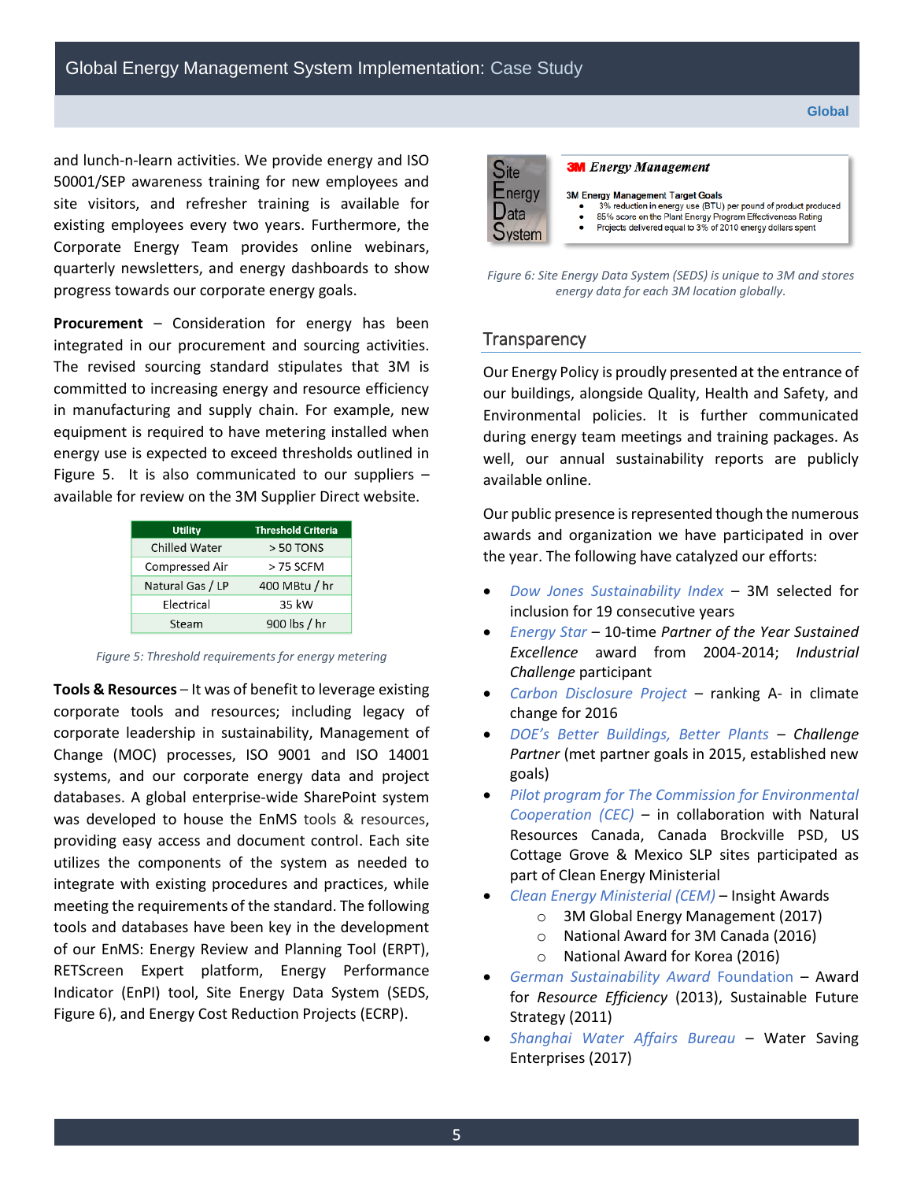and lunch-n-learn activities. We provide energy and ISO 50001/SEP awareness training for new employees and site visitors, and refresher training is available for existing employees every two years. Furthermore, the Corporate Energy Team provides online webinars, quarterly newsletters, and energy dashboards to show progress towards our corporate energy goals.

**Procurement** – Consideration for energy has been integrated in our procurement and sourcing activities. The revised sourcing standard stipulates that 3M is committed to increasing energy and resource efficiency in manufacturing and supply chain. For example, new equipment is required to have metering installed when energy use is expected to exceed thresholds outlined in Figure 5. It is also communicated to our suppliers – available for review on the 3M Supplier Direct website.

| Utility | Threshold Criteria |
| --- | --- |
| Chilled Water | > 50 TONS |
| Compressed Air | > 75 SCFM |
| Natural Gas / LP | 400 MBtu / hr |
| Electrical | 35 kW |
| Steam | 900 lbs / hr |

*Figure 5: Threshold requirements for energy metering*

**Tools & Resources** – It was of benefit to leverage existing corporate tools and resources; including legacy of corporate leadership in sustainability, Management of Change (MOC) processes, ISO 9001 and ISO 14001 systems, and our corporate energy data and project databases. A global enterprise-wide SharePoint system was developed to house the EnMS tools & resources, providing easy access and document control. Each site utilizes the components of the system as needed to integrate with existing procedures and practices, while meeting the requirements of the standard. The following tools and databases have been key in the development of our EnMS: Energy Review and Planning Tool (ERPT), RETScreen Expert platform, Energy Performance Indicator (EnPI) tool, Site Energy Data System (SEDS, Figure 6), and Energy Cost Reduction Projects (ECRP).

Site Energy Data System

**3M Energy Management**

3M Energy Management Target Goals
- 3% reduction in energy use (BTU) per pound of product produced
- 85% score on the Plant Energy Program Effectiveness Rating
- Projects delivered equal to 3% of 2010 energy dollars spent

*Figure 6: Site Energy Data System (SEDS) is unique to 3M and stores energy data for each 3M location globally.*

## Transparency

Our Energy Policy is proudly presented at the entrance of our buildings, alongside Quality, Health and Safety, and Environmental policies. It is further communicated during energy team meetings and training packages. As well, our annual sustainability reports are publicly available online.

Our public presence is represented though the numerous awards and organization we have participated in over the year. The following have catalyzed our efforts:

- *Dow Jones Sustainability Index* – 3M selected for inclusion for 19 consecutive years
- *Energy Star* – 10-time *Partner of the Year Sustained Excellence* award from 2004-2014; *Industrial Challenge* participant
- *Carbon Disclosure Project* – ranking A- in climate change for 2016
- *DOE's Better Buildings, Better Plants* – *Challenge Partner* (met partner goals in 2015, established new goals)
- *Pilot program for The Commission for Environmental Cooperation (CEC)* – in collaboration with Natural Resources Canada, Canada Brockville PSD, US Cottage Grove & Mexico SLP sites participated as part of Clean Energy Ministerial
- *Clean Energy Ministerial (CEM)* – Insight Awards
  - 3M Global Energy Management (2017)
  - National Award for 3M Canada (2016)
  - National Award for Korea (2016)
- *German Sustainability Award Foundation* – Award for *Resource Efficiency* (2013), Sustainable Future Strategy (2011)
- *Shanghai Water Affairs Bureau* – Water Saving Enterprises (2017)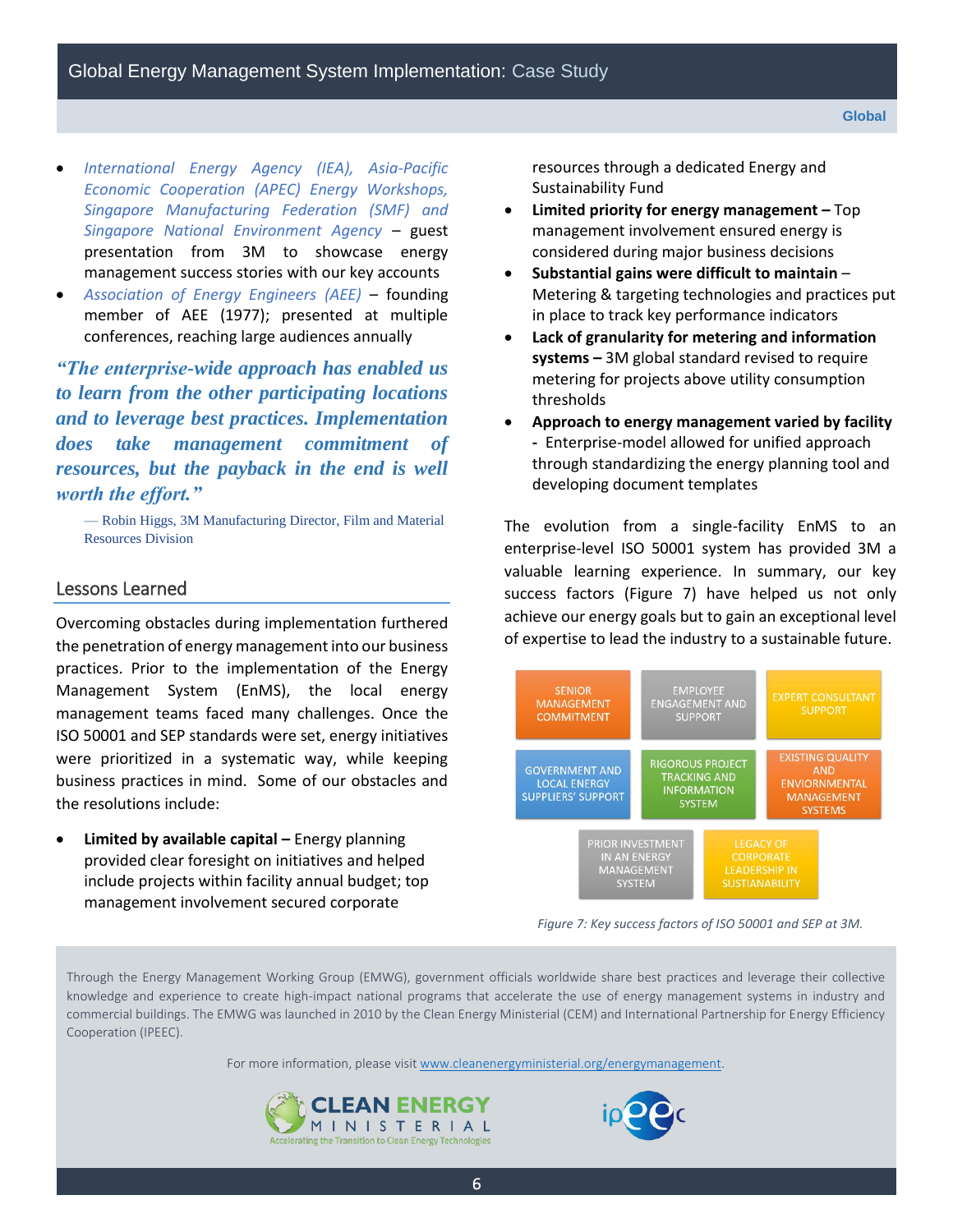- *International Energy Agency (IEA), Asia-Pacific Economic Cooperation (APEC) Energy Workshops, Singapore Manufacturing Federation (SMF) and Singapore National Environment Agency* – guest presentation from 3M to showcase energy management success stories with our key accounts
- *Association of Energy Engineers (AEE)* – founding member of AEE (1977); presented at multiple conferences, reaching large audiences annually

> ***"The enterprise-wide approach has enabled us to learn from the other participating locations and to leverage best practices. Implementation does take management commitment of resources, but the payback in the end is well worth the effort."***
>
> — Robin Higgs, 3M Manufacturing Director, Film and Material Resources Division

## Lessons Learned

Overcoming obstacles during implementation furthered the penetration of energy management into our business practices. Prior to the implementation of the Energy Management System (EnMS), the local energy management teams faced many challenges. Once the ISO 50001 and SEP standards were set, energy initiatives were prioritized in a systematic way, while keeping business practices in mind. Some of our obstacles and the resolutions include:

- **Limited by available capital –** Energy planning provided clear foresight on initiatives and helped include projects within facility annual budget; top management involvement secured corporate resources through a dedicated Energy and Sustainability Fund
- **Limited priority for energy management –** Top management involvement ensured energy is considered during major business decisions
- **Substantial gains were difficult to maintain** – Metering & targeting technologies and practices put in place to track key performance indicators
- **Lack of granularity for metering and information systems –** 3M global standard revised to require metering for projects above utility consumption thresholds
- **Approach to energy management varied by facility -** Enterprise-model allowed for unified approach through standardizing the energy planning tool and developing document templates

The evolution from a single-facility EnMS to an enterprise-level ISO 50001 system has provided 3M a valuable learning experience. In summary, our key success factors (Figure 7) have helped us not only achieve our energy goals but to gain an exceptional level of expertise to lead the industry to a sustainable future.

SENIOR MANAGEMENT COMMITMENT

EMPLOYEE ENGAGEMENT AND SUPPORT

EXPERT CONSULTANT SUPPORT

GOVERNMENT AND LOCAL ENERGY SUPPLIERS' SUPPORT

RIGOROUS PROJECT TRACKING AND INFORMATION SYSTEM

EXISTING QUALITY AND ENVIORNMENTAL MANAGEMENT SYSTEMS

PRIOR INVESTMENT IN AN ENERGY MANAGEMENT SYSTEM

LEGACY OF CORPORATE LEADERSHIP IN SUSTIANABILITY

*Figure 7: Key success factors of ISO 50001 and SEP at 3M.*

Through the Energy Management Working Group (EMWG), government officials worldwide share best practices and leverage their collective knowledge and experience to create high-impact national programs that accelerate the use of energy management systems in industry and commercial buildings. The EMWG was launched in 2010 by the Clean Energy Ministerial (CEM) and International Partnership for Energy Efficiency Cooperation (IPEEC).

For more information, please visit www.cleanenergyministerial.org/energymanagement.

CLEAN ENERGY MINISTERIAL
Accelerating the Transition to Clean Energy Technologies

ipeec